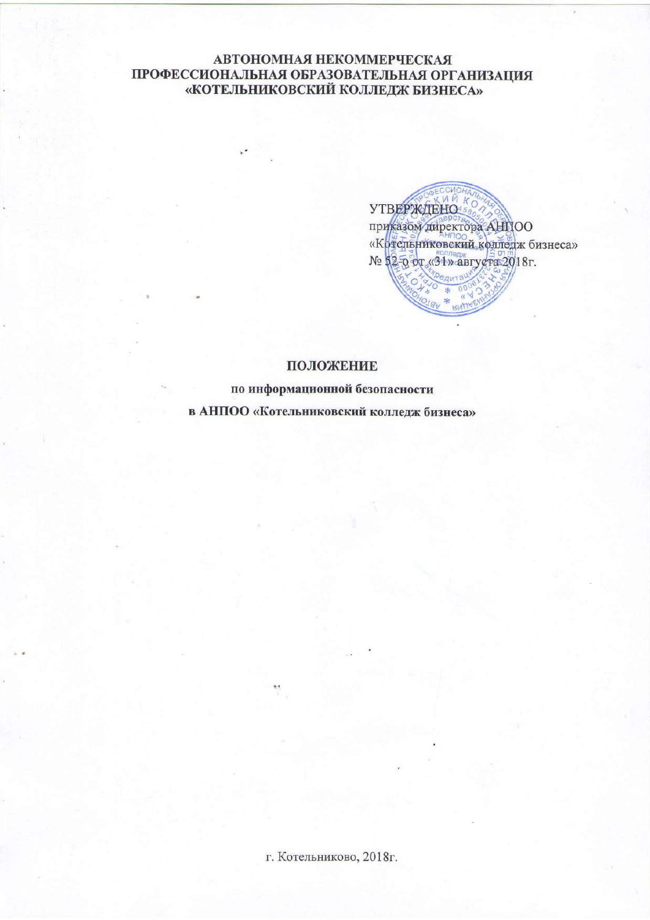**АВТОНОМНАЯ НЕКОММЕРЧЕСКАЯ
ПРОФЕССИОНАЛЬНАЯ ОБРАЗОВАТЕЛЬНАЯ ОРГАНИЗАЦИЯ
«КОТЕЛЬНИКОВСКИЙ КОЛЛЕДЖ БИЗНЕСА»**

УТВЕРЖДЕНО
приказом директора АНПОО
«Котельниковский колледж бизнеса»
№ 52-о от «31» августа 2018г.

# ПОЛОЖЕНИЕ

**по информационной безопасности**

**в АНПОО «Котельниковский колледж бизнеса»**

г. Котельниково, 2018г.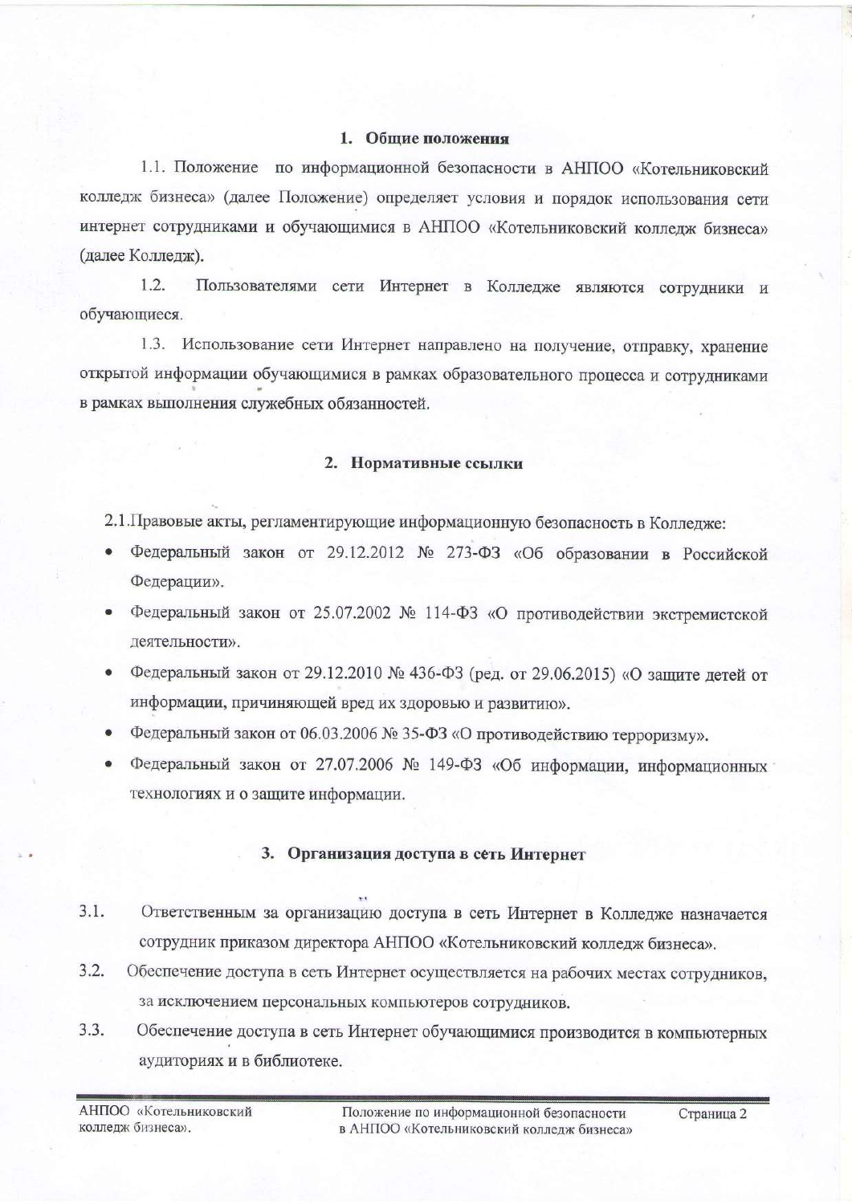## 1. Общие положения

1.1. Положение по информационной безопасности в АНПОО «Котельниковский колледж бизнеса» (далее Положение) определяет условия и порядок использования сети интернет сотрудниками и обучающимися в АНПОО «Котельниковский колледж бизнеса» (далее Колледж).

1.2. Пользователями сети Интернет в Колледже являются сотрудники и обучающиеся.

1.3. Использование сети Интернет направлено на получение, отправку, хранение открытой информации обучающимися в рамках образовательного процесса и сотрудниками в рамках выполнения служебных обязанностей.

## 2. Нормативные ссылки

2.1.Правовые акты, регламентирующие информационную безопасность в Колледже:

- Федеральный закон от 29.12.2012 № 273-ФЗ «Об образовании в Российской Федерации».
- Федеральный закон от 25.07.2002 № 114-ФЗ «О противодействии экстремистской деятельности».
- Федеральный закон от 29.12.2010 № 436-ФЗ (ред. от 29.06.2015) «О защите детей от информации, причиняющей вред их здоровью и развитию».
- Федеральный закон от 06.03.2006 № 35-ФЗ «О противодействию терроризму».
- Федеральный закон от 27.07.2006 № 149-ФЗ «Об информации, информационных технологиях и о защите информации.

## 3. Организация доступа в сеть Интернет

3.1. Ответственным за организацию доступа в сеть Интернет в Колледже назначается сотрудник приказом директора АНПОО «Котельниковский колледж бизнеса».

3.2. Обеспечение доступа в сеть Интернет осуществляется на рабочих местах сотрудников, за исключением персональных компьютеров сотрудников.

3.3. Обеспечение доступа в сеть Интернет обучающимися производится в компьютерных аудиториях и в библиотеке.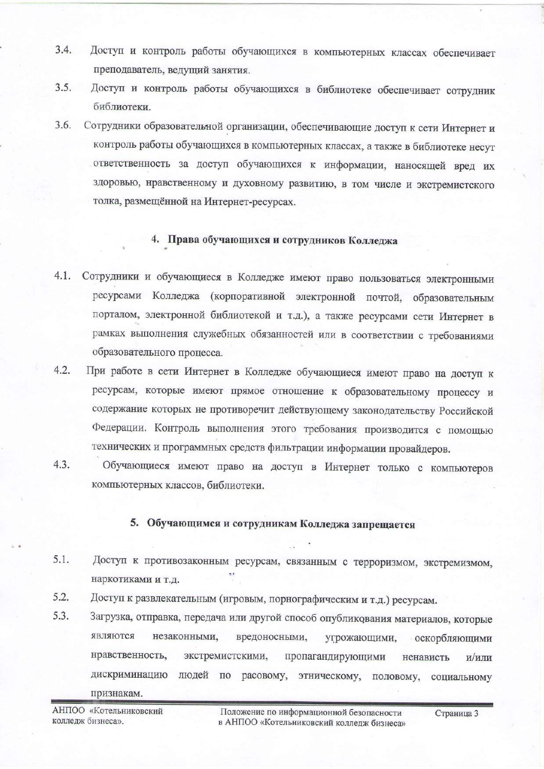3.4. Доступ и контроль работы обучающихся в компьютерных классах обеспечивает преподаватель, ведущий занятия.

3.5. Доступ и контроль работы обучающихся в библиотеке обеспечивает сотрудник библиотеки.

3.6. Сотрудники образовательной организации, обеспечивающие доступ к сети Интернет и контроль работы обучающихся в компьютерных классах, а также в библиотеке несут ответственность за доступ обучающихся к информации, наносящей вред их здоровью, нравственному и духовному развитию, в том числе и экстремистского толка, размещённой на Интернет-ресурсах.

## 4. Права обучающихся и сотрудников Колледжа

4.1. Сотрудники и обучающиеся в Колледже имеют право пользоваться электронными ресурсами Колледжа (корпоративной электронной почтой, образовательным порталом, электронной библиотекой и т.д.), а также ресурсами сети Интернет в рамках выполнения служебных обязанностей или в соответствии с требованиями образовательного процесса.

4.2. При работе в сети Интернет в Колледже обучающиеся имеют право на доступ к ресурсам, которые имеют прямое отношение к образовательному процессу и содержание которых не противоречит действующему законодательству Российской Федерации. Контроль выполнения этого требования производится с помощью технических и программных средств фильтрации информации провайдеров.

4.3. Обучающиеся имеют право на доступ в Интернет только с компьютеров компьютерных классов, библиотеки.

## 5. Обучающимся и сотрудникам Колледжа запрещается

5.1. Доступ к противозаконным ресурсам, связанным с терроризмом, экстремизмом, наркотиками и т.д.

5.2. Доступ к развлекательным (игровым, порнографическим и т.д.) ресурсам.

5.3. Загрузка, отправка, передача или другой способ опубликования материалов, которые являются незаконными, вредоносными, угрожающими, оскорбляющими нравственность, экстремистскими, пропагандирующими ненависть и/или дискриминацию людей по расовому, этническому, половому, социальному признакам.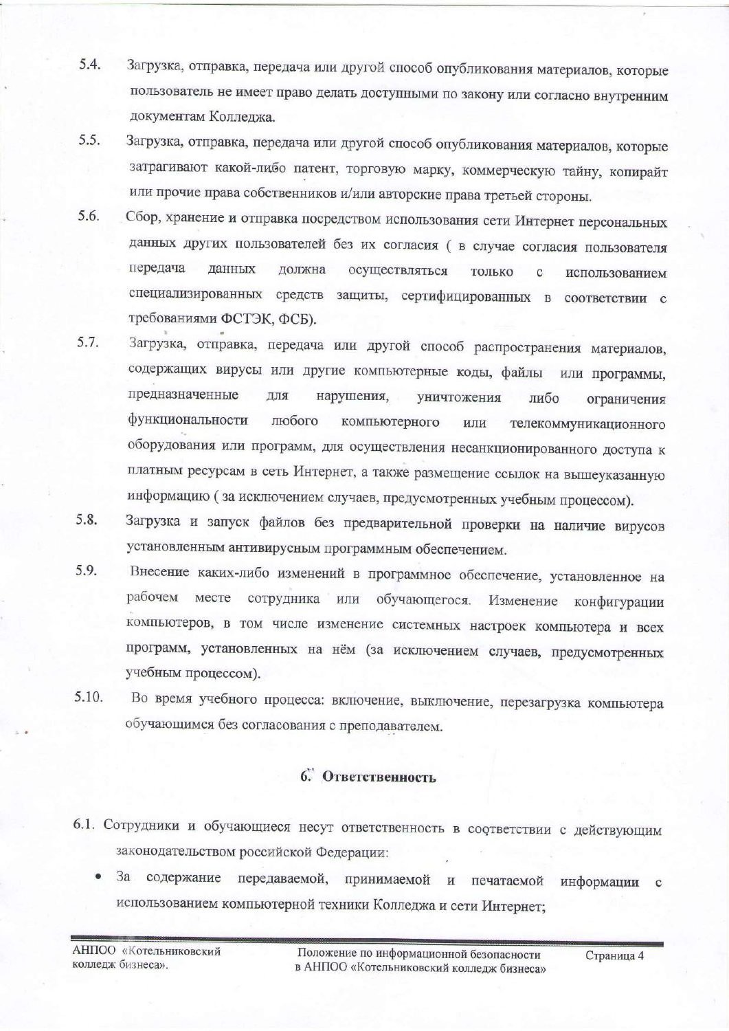5.4. Загрузка, отправка, передача или другой способ опубликования материалов, которые пользователь не имеет право делать доступными по закону или согласно внутренним документам Колледжа.

5.5. Загрузка, отправка, передача или другой способ опубликования материалов, которые затрагивают какой-либо патент, торговую марку, коммерческую тайну, копирайт или прочие права собственников и/или авторские права третьей стороны.

5.6. Сбор, хранение и отправка посредством использования сети Интернет персональных данных других пользователей без их согласия ( в случае согласия пользователя передача данных должна осуществляться только с использованием специализированных средств защиты, сертифицированных в соответствии с требованиями ФСТЭК, ФСБ).

5.7. Загрузка, отправка, передача или другой способ распространения материалов, содержащих вирусы или другие компьютерные коды, файлы или программы, предназначенные для нарушения, уничтожения либо ограничения функциональности любого компьютерного или телекоммуникационного оборудования или программ, для осуществления несанкционированного доступа к платным ресурсам в сеть Интернет, а также размещение ссылок на вышеуказанную информацию ( за исключением случаев, предусмотренных учебным процессом).

5.8. Загрузка и запуск файлов без предварительной проверки на наличие вирусов установленным антивирусным программным обеспечением.

5.9. Внесение каких-либо изменений в программное обеспечение, установленное на рабочем месте сотрудника или обучающегося. Изменение конфигурации компьютеров, в том числе изменение системных настроек компьютера и всех программ, установленных на нём (за исключением случаев, предусмотренных учебным процессом).

5.10. Во время учебного процесса: включение, выключение, перезагрузка компьютера обучающимся без согласования с преподавателем.

## 6. Ответственность

6.1. Сотрудники и обучающиеся несут ответственность в соответствии с действующим законодательством российской Федерации:

- За содержание передаваемой, принимаемой и печатаемой информации с использованием компьютерной техники Колледжа и сети Интернет;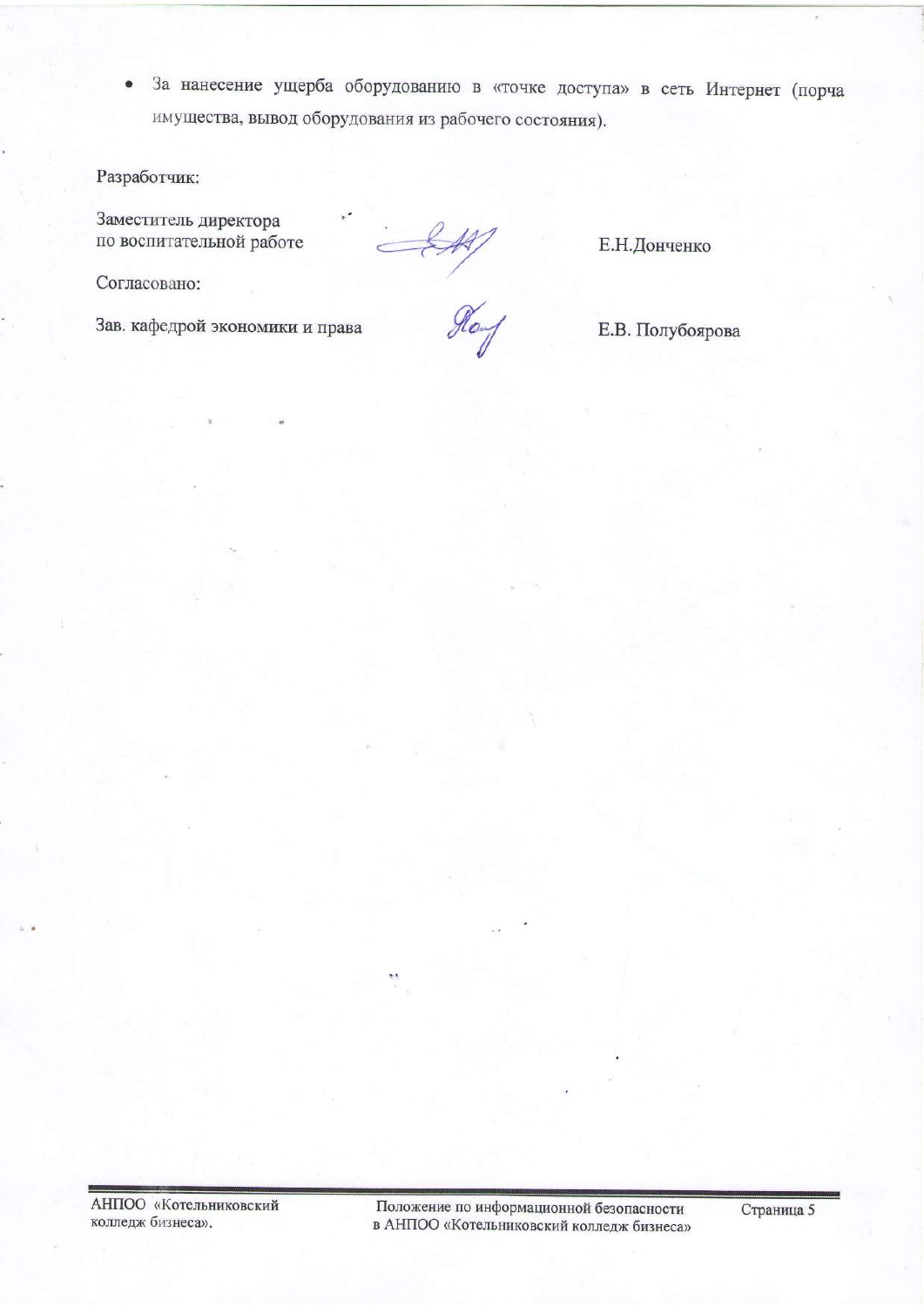- За нанесение ущерба оборудованию в «точке доступа» в сеть Интернет (порча имущества, вывод оборудования из рабочего состояния).

Разработчик:

Заместитель директора по воспитательной работе — Е.Н.Донченко

Согласовано:

Зав. кафедрой экономики и права — Е.В. Полубоярова